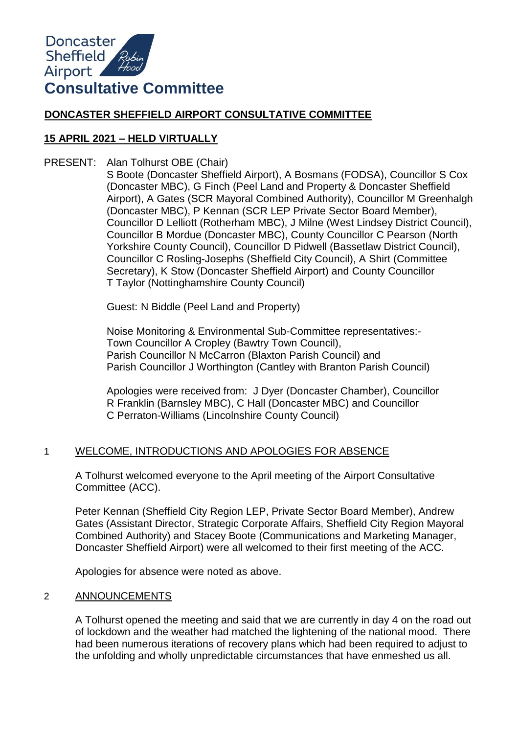Doncaster Sheffield Airport

# Consultative Committee

## DONCASTER SHEFFIELD AIRPORT CONSULTATIVE COMMITTEE

### 15 APRIL 2021 – HELD VIRTUALLY

PRESENT: Alan Tolhurst OBE (Chair)
S Boote (Doncaster Sheffield Airport), A Bosmans (FODSA), Councillor S Cox (Doncaster MBC), G Finch (Peel Land and Property & Doncaster Sheffield Airport), A Gates (SCR Mayoral Combined Authority), Councillor M Greenhalgh (Doncaster MBC), P Kennan (SCR LEP Private Sector Board Member), Councillor D Lelliott (Rotherham MBC), J Milne (West Lindsey District Council), Councillor B Mordue (Doncaster MBC), County Councillor C Pearson (North Yorkshire County Council), Councillor D Pidwell (Bassetlaw District Council), Councillor C Rosling-Josephs (Sheffield City Council), A Shirt (Committee Secretary), K Stow (Doncaster Sheffield Airport) and County Councillor T Taylor (Nottinghamshire County Council)

Guest: N Biddle (Peel Land and Property)

Noise Monitoring & Environmental Sub-Committee representatives:-
Town Councillor A Cropley (Bawtry Town Council),
Parish Councillor N McCarron (Blaxton Parish Council) and
Parish Councillor J Worthington (Cantley with Branton Parish Council)

Apologies were received from: J Dyer (Doncaster Chamber), Councillor R Franklin (Barnsley MBC), C Hall (Doncaster MBC) and Councillor C Perraton-Williams (Lincolnshire County Council)

1 WELCOME, INTRODUCTIONS AND APOLOGIES FOR ABSENCE

A Tolhurst welcomed everyone to the April meeting of the Airport Consultative Committee (ACC).

Peter Kennan (Sheffield City Region LEP, Private Sector Board Member), Andrew Gates (Assistant Director, Strategic Corporate Affairs, Sheffield City Region Mayoral Combined Authority) and Stacey Boote (Communications and Marketing Manager, Doncaster Sheffield Airport) were all welcomed to their first meeting of the ACC.

Apologies for absence were noted as above.

2 ANNOUNCEMENTS

A Tolhurst opened the meeting and said that we are currently in day 4 on the road out of lockdown and the weather had matched the lightening of the national mood. There had been numerous iterations of recovery plans which had been required to adjust to the unfolding and wholly unpredictable circumstances that have enmeshed us all.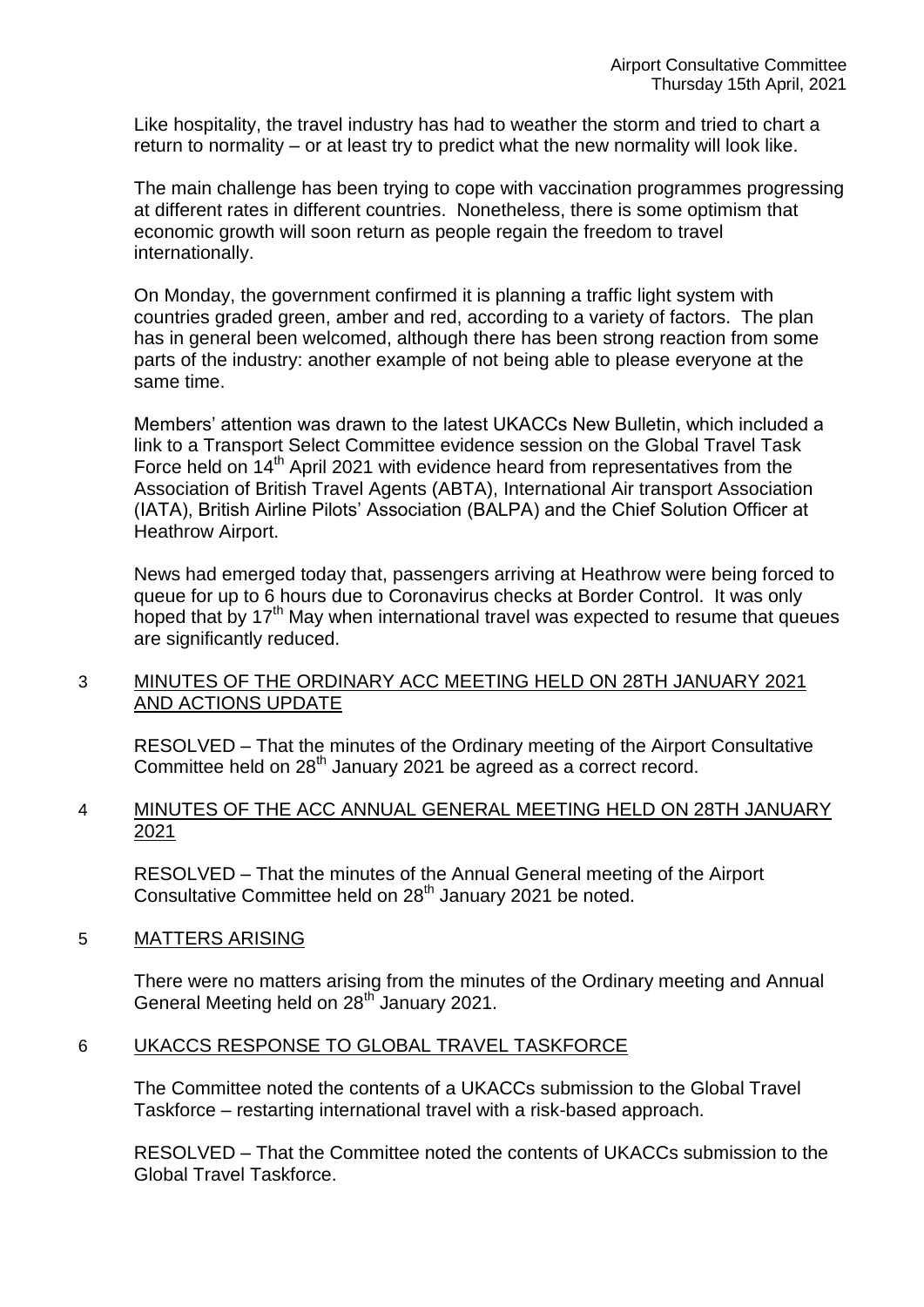Like hospitality, the travel industry has had to weather the storm and tried to chart a return to normality – or at least try to predict what the new normality will look like.

The main challenge has been trying to cope with vaccination programmes progressing at different rates in different countries. Nonetheless, there is some optimism that economic growth will soon return as people regain the freedom to travel internationally.

On Monday, the government confirmed it is planning a traffic light system with countries graded green, amber and red, according to a variety of factors. The plan has in general been welcomed, although there has been strong reaction from some parts of the industry: another example of not being able to please everyone at the same time.

Members' attention was drawn to the latest UKACCs New Bulletin, which included a link to a Transport Select Committee evidence session on the Global Travel Task Force held on 14th April 2021 with evidence heard from representatives from the Association of British Travel Agents (ABTA), International Air transport Association (IATA), British Airline Pilots' Association (BALPA) and the Chief Solution Officer at Heathrow Airport.

News had emerged today that, passengers arriving at Heathrow were being forced to queue for up to 6 hours due to Coronavirus checks at Border Control. It was only hoped that by 17th May when international travel was expected to resume that queues are significantly reduced.

## 3 MINUTES OF THE ORDINARY ACC MEETING HELD ON 28TH JANUARY 2021 AND ACTIONS UPDATE

RESOLVED – That the minutes of the Ordinary meeting of the Airport Consultative Committee held on 28th January 2021 be agreed as a correct record.

## 4 MINUTES OF THE ACC ANNUAL GENERAL MEETING HELD ON 28TH JANUARY 2021

RESOLVED – That the minutes of the Annual General meeting of the Airport Consultative Committee held on 28th January 2021 be noted.

## 5 MATTERS ARISING

There were no matters arising from the minutes of the Ordinary meeting and Annual General Meeting held on 28th January 2021.

## 6 UKACCS RESPONSE TO GLOBAL TRAVEL TASKFORCE

The Committee noted the contents of a UKACCs submission to the Global Travel Taskforce – restarting international travel with a risk-based approach.

RESOLVED – That the Committee noted the contents of UKACCs submission to the Global Travel Taskforce.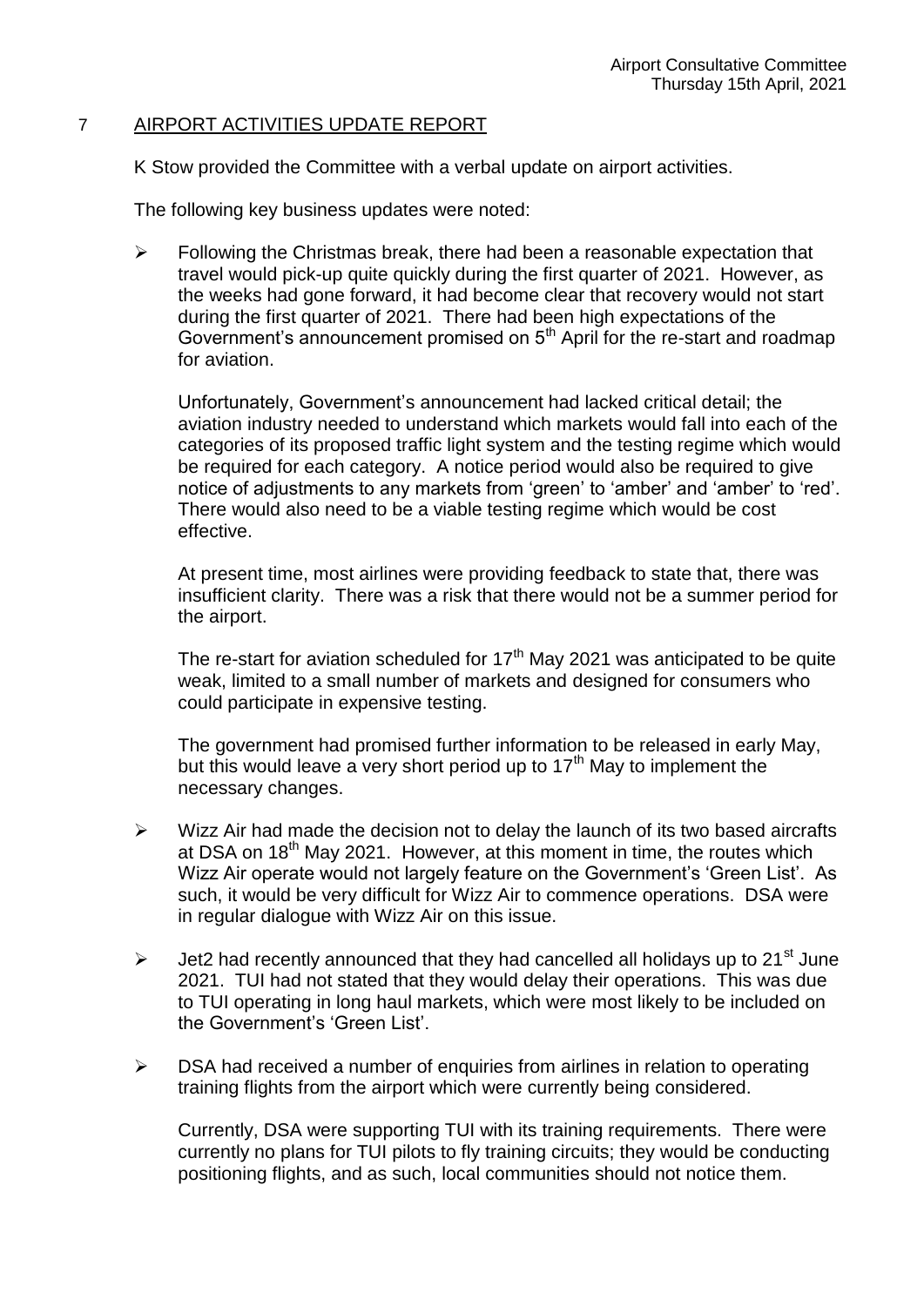## 7 AIRPORT ACTIVITIES UPDATE REPORT

K Stow provided the Committee with a verbal update on airport activities.

The following key business updates were noted:

- Following the Christmas break, there had been a reasonable expectation that travel would pick-up quite quickly during the first quarter of 2021. However, as the weeks had gone forward, it had become clear that recovery would not start during the first quarter of 2021. There had been high expectations of the Government's announcement promised on 5th April for the re-start and roadmap for aviation.

  Unfortunately, Government's announcement had lacked critical detail; the aviation industry needed to understand which markets would fall into each of the categories of its proposed traffic light system and the testing regime which would be required for each category. A notice period would also be required to give notice of adjustments to any markets from 'green' to 'amber' and 'amber' to 'red'. There would also need to be a viable testing regime which would be cost effective.

  At present time, most airlines were providing feedback to state that, there was insufficient clarity. There was a risk that there would not be a summer period for the airport.

  The re-start for aviation scheduled for 17th May 2021 was anticipated to be quite weak, limited to a small number of markets and designed for consumers who could participate in expensive testing.

  The government had promised further information to be released in early May, but this would leave a very short period up to 17th May to implement the necessary changes.

- Wizz Air had made the decision not to delay the launch of its two based aircrafts at DSA on 18th May 2021. However, at this moment in time, the routes which Wizz Air operate would not largely feature on the Government's 'Green List'. As such, it would be very difficult for Wizz Air to commence operations. DSA were in regular dialogue with Wizz Air on this issue.

- Jet2 had recently announced that they had cancelled all holidays up to 21st June 2021. TUI had not stated that they would delay their operations. This was due to TUI operating in long haul markets, which were most likely to be included on the Government's 'Green List'.

- DSA had received a number of enquiries from airlines in relation to operating training flights from the airport which were currently being considered.

  Currently, DSA were supporting TUI with its training requirements. There were currently no plans for TUI pilots to fly training circuits; they would be conducting positioning flights, and as such, local communities should not notice them.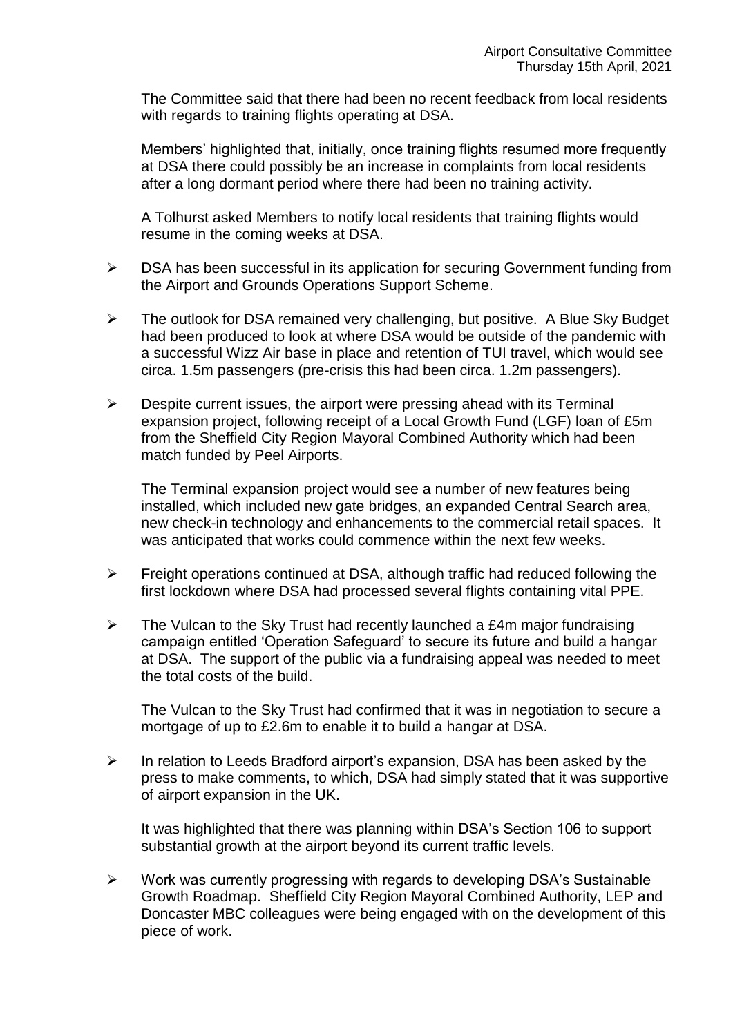The Committee said that there had been no recent feedback from local residents with regards to training flights operating at DSA.

Members' highlighted that, initially, once training flights resumed more frequently at DSA there could possibly be an increase in complaints from local residents after a long dormant period where there had been no training activity.

A Tolhurst asked Members to notify local residents that training flights would resume in the coming weeks at DSA.

- DSA has been successful in its application for securing Government funding from the Airport and Grounds Operations Support Scheme.

- The outlook for DSA remained very challenging, but positive. A Blue Sky Budget had been produced to look at where DSA would be outside of the pandemic with a successful Wizz Air base in place and retention of TUI travel, which would see circa. 1.5m passengers (pre-crisis this had been circa. 1.2m passengers).

- Despite current issues, the airport were pressing ahead with its Terminal expansion project, following receipt of a Local Growth Fund (LGF) loan of £5m from the Sheffield City Region Mayoral Combined Authority which had been match funded by Peel Airports.

  The Terminal expansion project would see a number of new features being installed, which included new gate bridges, an expanded Central Search area, new check-in technology and enhancements to the commercial retail spaces. It was anticipated that works could commence within the next few weeks.

- Freight operations continued at DSA, although traffic had reduced following the first lockdown where DSA had processed several flights containing vital PPE.

- The Vulcan to the Sky Trust had recently launched a £4m major fundraising campaign entitled 'Operation Safeguard' to secure its future and build a hangar at DSA. The support of the public via a fundraising appeal was needed to meet the total costs of the build.

  The Vulcan to the Sky Trust had confirmed that it was in negotiation to secure a mortgage of up to £2.6m to enable it to build a hangar at DSA.

- In relation to Leeds Bradford airport's expansion, DSA has been asked by the press to make comments, to which, DSA had simply stated that it was supportive of airport expansion in the UK.

  It was highlighted that there was planning within DSA's Section 106 to support substantial growth at the airport beyond its current traffic levels.

- Work was currently progressing with regards to developing DSA's Sustainable Growth Roadmap. Sheffield City Region Mayoral Combined Authority, LEP and Doncaster MBC colleagues were being engaged with on the development of this piece of work.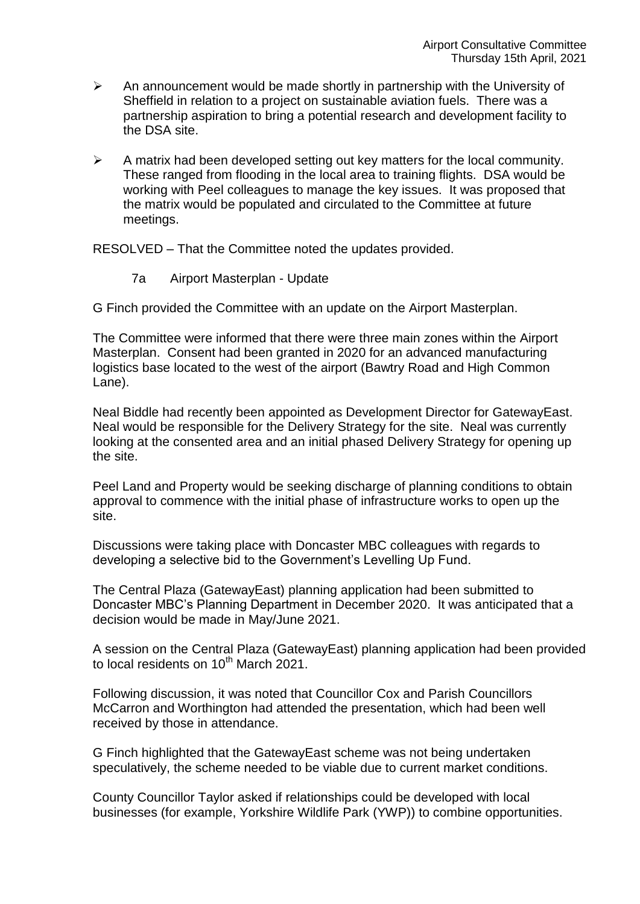- An announcement would be made shortly in partnership with the University of Sheffield in relation to a project on sustainable aviation fuels. There was a partnership aspiration to bring a potential research and development facility to the DSA site.
- A matrix had been developed setting out key matters for the local community. These ranged from flooding in the local area to training flights. DSA would be working with Peel colleagues to manage the key issues. It was proposed that the matrix would be populated and circulated to the Committee at future meetings.

RESOLVED – That the Committee noted the updates provided.

### 7a Airport Masterplan - Update

G Finch provided the Committee with an update on the Airport Masterplan.

The Committee were informed that there were three main zones within the Airport Masterplan. Consent had been granted in 2020 for an advanced manufacturing logistics base located to the west of the airport (Bawtry Road and High Common Lane).

Neal Biddle had recently been appointed as Development Director for GatewayEast. Neal would be responsible for the Delivery Strategy for the site. Neal was currently looking at the consented area and an initial phased Delivery Strategy for opening up the site.

Peel Land and Property would be seeking discharge of planning conditions to obtain approval to commence with the initial phase of infrastructure works to open up the site.

Discussions were taking place with Doncaster MBC colleagues with regards to developing a selective bid to the Government's Levelling Up Fund.

The Central Plaza (GatewayEast) planning application had been submitted to Doncaster MBC's Planning Department in December 2020. It was anticipated that a decision would be made in May/June 2021.

A session on the Central Plaza (GatewayEast) planning application had been provided to local residents on 10th March 2021.

Following discussion, it was noted that Councillor Cox and Parish Councillors McCarron and Worthington had attended the presentation, which had been well received by those in attendance.

G Finch highlighted that the GatewayEast scheme was not being undertaken speculatively, the scheme needed to be viable due to current market conditions.

County Councillor Taylor asked if relationships could be developed with local businesses (for example, Yorkshire Wildlife Park (YWP)) to combine opportunities.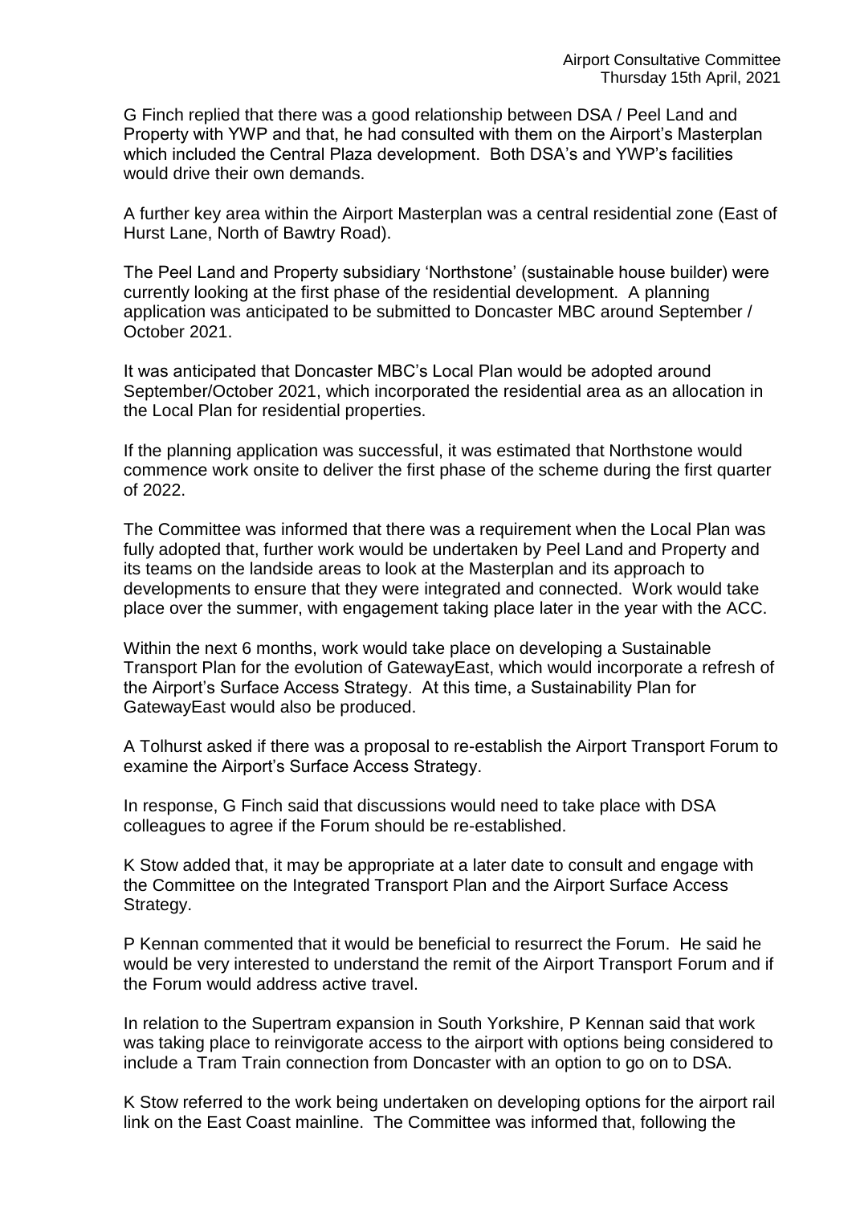G Finch replied that there was a good relationship between DSA / Peel Land and Property with YWP and that, he had consulted with them on the Airport's Masterplan which included the Central Plaza development. Both DSA's and YWP's facilities would drive their own demands.

A further key area within the Airport Masterplan was a central residential zone (East of Hurst Lane, North of Bawtry Road).

The Peel Land and Property subsidiary 'Northstone' (sustainable house builder) were currently looking at the first phase of the residential development. A planning application was anticipated to be submitted to Doncaster MBC around September / October 2021.

It was anticipated that Doncaster MBC's Local Plan would be adopted around September/October 2021, which incorporated the residential area as an allocation in the Local Plan for residential properties.

If the planning application was successful, it was estimated that Northstone would commence work onsite to deliver the first phase of the scheme during the first quarter of 2022.

The Committee was informed that there was a requirement when the Local Plan was fully adopted that, further work would be undertaken by Peel Land and Property and its teams on the landside areas to look at the Masterplan and its approach to developments to ensure that they were integrated and connected. Work would take place over the summer, with engagement taking place later in the year with the ACC.

Within the next 6 months, work would take place on developing a Sustainable Transport Plan for the evolution of GatewayEast, which would incorporate a refresh of the Airport's Surface Access Strategy. At this time, a Sustainability Plan for GatewayEast would also be produced.

A Tolhurst asked if there was a proposal to re-establish the Airport Transport Forum to examine the Airport's Surface Access Strategy.

In response, G Finch said that discussions would need to take place with DSA colleagues to agree if the Forum should be re-established.

K Stow added that, it may be appropriate at a later date to consult and engage with the Committee on the Integrated Transport Plan and the Airport Surface Access Strategy.

P Kennan commented that it would be beneficial to resurrect the Forum. He said he would be very interested to understand the remit of the Airport Transport Forum and if the Forum would address active travel.

In relation to the Supertram expansion in South Yorkshire, P Kennan said that work was taking place to reinvigorate access to the airport with options being considered to include a Tram Train connection from Doncaster with an option to go on to DSA.

K Stow referred to the work being undertaken on developing options for the airport rail link on the East Coast mainline. The Committee was informed that, following the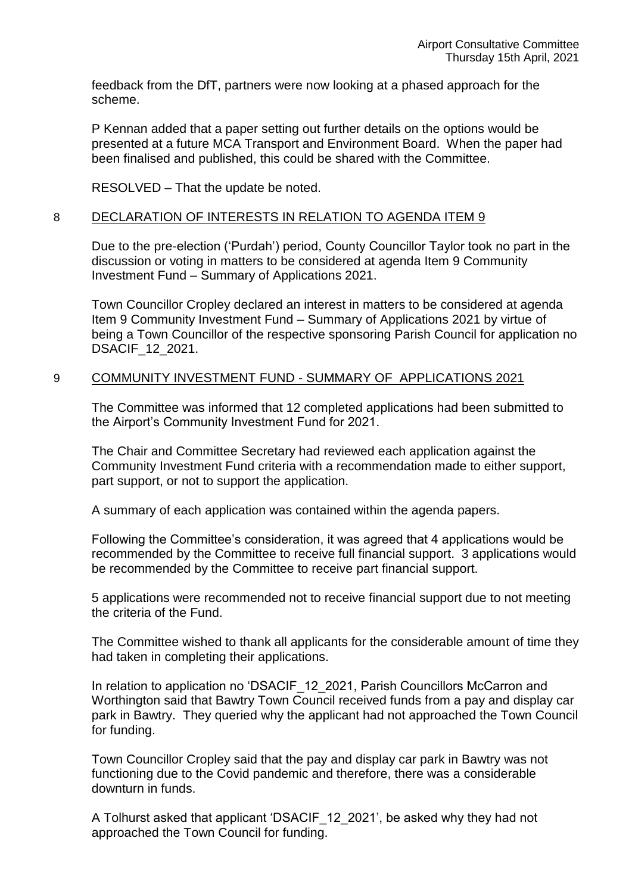feedback from the DfT, partners were now looking at a phased approach for the scheme.

P Kennan added that a paper setting out further details on the options would be presented at a future MCA Transport and Environment Board. When the paper had been finalised and published, this could be shared with the Committee.

RESOLVED – That the update be noted.

## 8 DECLARATION OF INTERESTS IN RELATION TO AGENDA ITEM 9

Due to the pre-election ('Purdah') period, County Councillor Taylor took no part in the discussion or voting in matters to be considered at agenda Item 9 Community Investment Fund – Summary of Applications 2021.

Town Councillor Cropley declared an interest in matters to be considered at agenda Item 9 Community Investment Fund – Summary of Applications 2021 by virtue of being a Town Councillor of the respective sponsoring Parish Council for application no DSACIF_12_2021.

## 9 COMMUNITY INVESTMENT FUND - SUMMARY OF APPLICATIONS 2021

The Committee was informed that 12 completed applications had been submitted to the Airport's Community Investment Fund for 2021.

The Chair and Committee Secretary had reviewed each application against the Community Investment Fund criteria with a recommendation made to either support, part support, or not to support the application.

A summary of each application was contained within the agenda papers.

Following the Committee's consideration, it was agreed that 4 applications would be recommended by the Committee to receive full financial support. 3 applications would be recommended by the Committee to receive part financial support.

5 applications were recommended not to receive financial support due to not meeting the criteria of the Fund.

The Committee wished to thank all applicants for the considerable amount of time they had taken in completing their applications.

In relation to application no 'DSACIF_12_2021, Parish Councillors McCarron and Worthington said that Bawtry Town Council received funds from a pay and display car park in Bawtry. They queried why the applicant had not approached the Town Council for funding.

Town Councillor Cropley said that the pay and display car park in Bawtry was not functioning due to the Covid pandemic and therefore, there was a considerable downturn in funds.

A Tolhurst asked that applicant 'DSACIF_12_2021', be asked why they had not approached the Town Council for funding.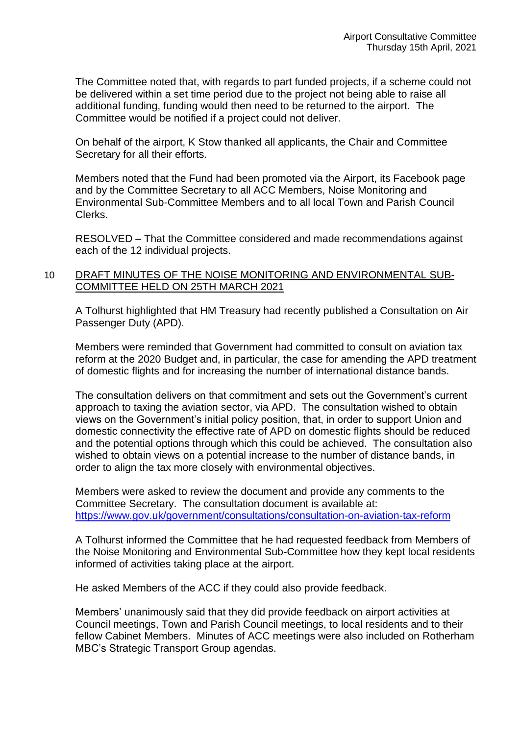The Committee noted that, with regards to part funded projects, if a scheme could not be delivered within a set time period due to the project not being able to raise all additional funding, funding would then need to be returned to the airport. The Committee would be notified if a project could not deliver.

On behalf of the airport, K Stow thanked all applicants, the Chair and Committee Secretary for all their efforts.

Members noted that the Fund had been promoted via the Airport, its Facebook page and by the Committee Secretary to all ACC Members, Noise Monitoring and Environmental Sub-Committee Members and to all local Town and Parish Council Clerks.

RESOLVED – That the Committee considered and made recommendations against each of the 12 individual projects.

## 10 DRAFT MINUTES OF THE NOISE MONITORING AND ENVIRONMENTAL SUB-COMMITTEE HELD ON 25TH MARCH 2021

A Tolhurst highlighted that HM Treasury had recently published a Consultation on Air Passenger Duty (APD).

Members were reminded that Government had committed to consult on aviation tax reform at the 2020 Budget and, in particular, the case for amending the APD treatment of domestic flights and for increasing the number of international distance bands.

The consultation delivers on that commitment and sets out the Government's current approach to taxing the aviation sector, via APD. The consultation wished to obtain views on the Government's initial policy position, that, in order to support Union and domestic connectivity the effective rate of APD on domestic flights should be reduced and the potential options through which this could be achieved. The consultation also wished to obtain views on a potential increase to the number of distance bands, in order to align the tax more closely with environmental objectives.

Members were asked to review the document and provide any comments to the Committee Secretary. The consultation document is available at: https://www.gov.uk/government/consultations/consultation-on-aviation-tax-reform

A Tolhurst informed the Committee that he had requested feedback from Members of the Noise Monitoring and Environmental Sub-Committee how they kept local residents informed of activities taking place at the airport.

He asked Members of the ACC if they could also provide feedback.

Members' unanimously said that they did provide feedback on airport activities at Council meetings, Town and Parish Council meetings, to local residents and to their fellow Cabinet Members. Minutes of ACC meetings were also included on Rotherham MBC's Strategic Transport Group agendas.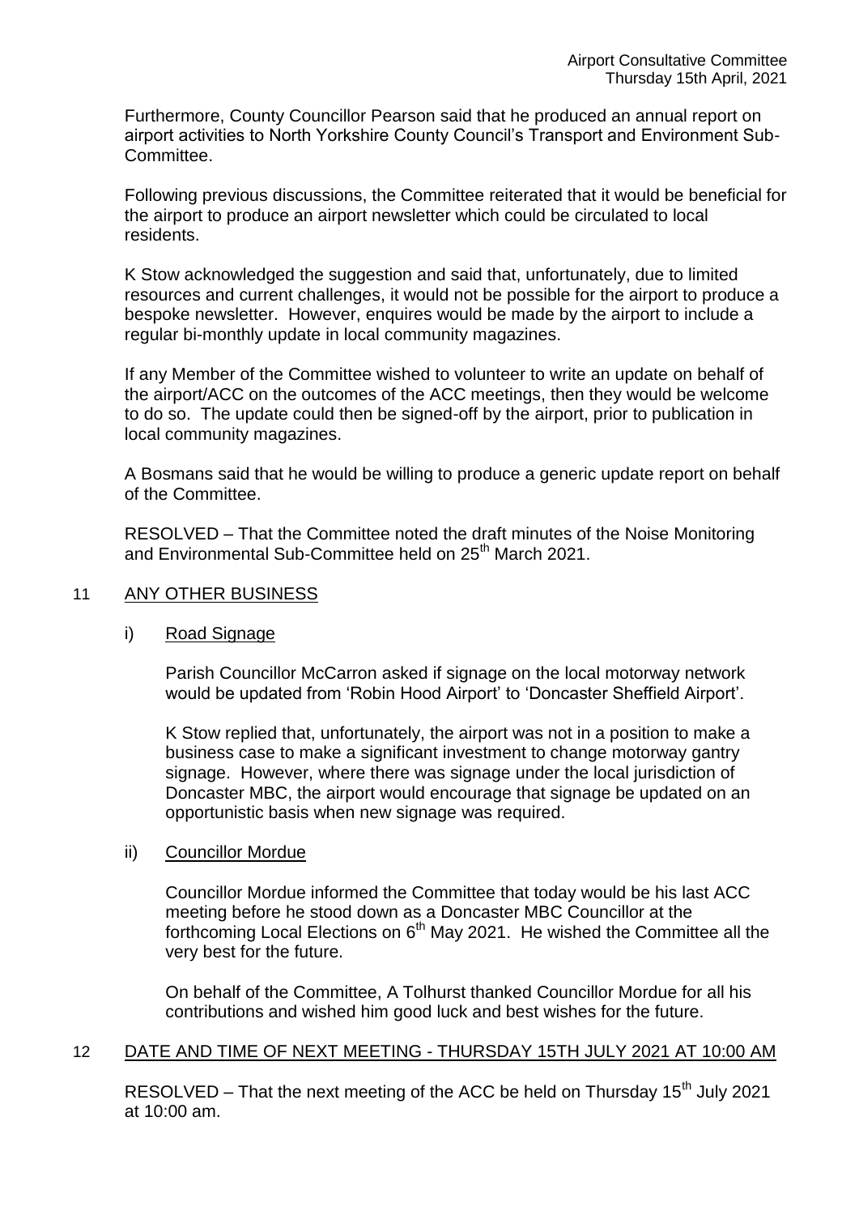Furthermore, County Councillor Pearson said that he produced an annual report on airport activities to North Yorkshire County Council's Transport and Environment Sub-Committee.

Following previous discussions, the Committee reiterated that it would be beneficial for the airport to produce an airport newsletter which could be circulated to local residents.

K Stow acknowledged the suggestion and said that, unfortunately, due to limited resources and current challenges, it would not be possible for the airport to produce a bespoke newsletter. However, enquires would be made by the airport to include a regular bi-monthly update in local community magazines.

If any Member of the Committee wished to volunteer to write an update on behalf of the airport/ACC on the outcomes of the ACC meetings, then they would be welcome to do so. The update could then be signed-off by the airport, prior to publication in local community magazines.

A Bosmans said that he would be willing to produce a generic update report on behalf of the Committee.

RESOLVED – That the Committee noted the draft minutes of the Noise Monitoring and Environmental Sub-Committee held on 25th March 2021.

## 11 ANY OTHER BUSINESS

### i) Road Signage

Parish Councillor McCarron asked if signage on the local motorway network would be updated from 'Robin Hood Airport' to 'Doncaster Sheffield Airport'.

K Stow replied that, unfortunately, the airport was not in a position to make a business case to make a significant investment to change motorway gantry signage. However, where there was signage under the local jurisdiction of Doncaster MBC, the airport would encourage that signage be updated on an opportunistic basis when new signage was required.

### ii) Councillor Mordue

Councillor Mordue informed the Committee that today would be his last ACC meeting before he stood down as a Doncaster MBC Councillor at the forthcoming Local Elections on 6th May 2021. He wished the Committee all the very best for the future.

On behalf of the Committee, A Tolhurst thanked Councillor Mordue for all his contributions and wished him good luck and best wishes for the future.

## 12 DATE AND TIME OF NEXT MEETING - THURSDAY 15TH JULY 2021 AT 10:00 AM

RESOLVED – That the next meeting of the ACC be held on Thursday 15th July 2021 at 10:00 am.